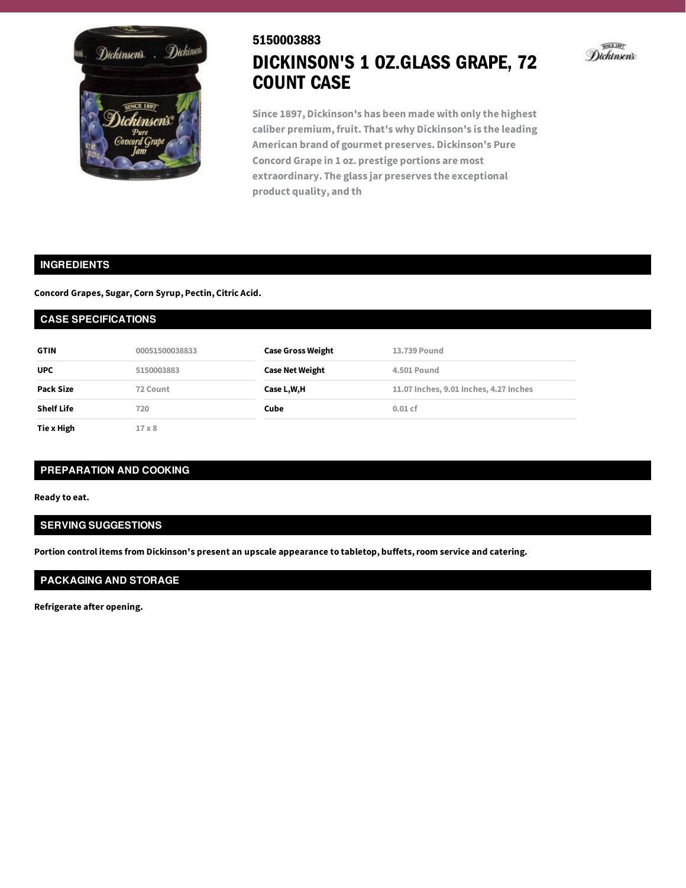5150003883

# DICKINSON'S 1 OZ.GLASS GRAPE, 72 COUNT CASE

Since 1897, Dickinson's has been made with only the highest caliber premium, fruit. That's why Dickinson's is the leading American brand of gourmet preserves. Dickinson's Pure Concord Grape in 1 oz. prestige portions are most extraordinary. The glass jar preserves the exceptional product quality, and th

## INGREDIENTS

**Concord Grapes, Sugar, Corn Syrup, Pectin, Citric Acid.**

## CASE SPECIFICATIONS

| | | | |
|---|---|---|---|
| **GTIN** | 00051500038833 | **Case Gross Weight** | 13.739 Pound |
| **UPC** | 5150003883 | **Case Net Weight** | 4.501 Pound |
| **Pack Size** | 72 Count | **Case L,W,H** | 11.07 Inches, 9.01 Inches, 4.27 Inches |
| **Shelf Life** | 720 | **Cube** | 0.01 cf |
| **Tie x High** | 17 x 8 | | |

## PREPARATION AND COOKING

**Ready to eat.**

## SERVING SUGGESTIONS

**Portion control items from Dickinson's present an upscale appearance to tabletop, buffets, room service and catering.**

## PACKAGING AND STORAGE

**Refrigerate after opening.**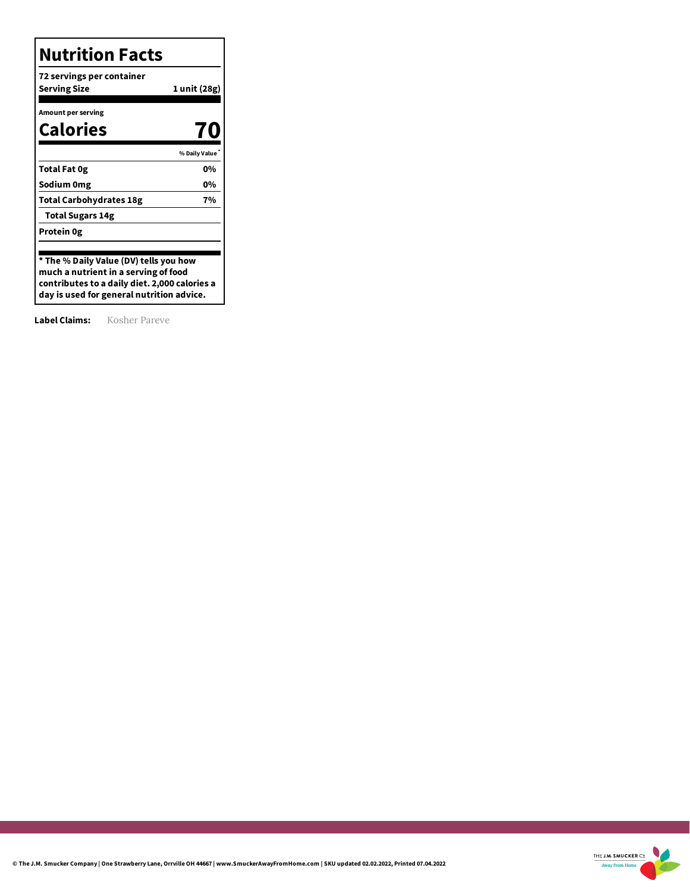## Nutrition Facts

**72 servings per container**

| | |
|---|---|
| **Serving Size** | **1 unit (28g)** |

**Amount per serving**

| | |
|---|---|
| **Calories** | **70** |
| | **% Daily Value*** |
| **Total Fat 0g** | **0%** |
| **Sodium 0mg** | **0%** |
| **Total Carbohydrates 18g** | **7%** |
| **Total Sugars 14g** | |
| **Protein 0g** | |

*** The % Daily Value (DV) tells you how much a nutrient in a serving of food contributes to a daily diet. 2,000 calories a day is used for general nutrition advice.**

**Label Claims:** Kosher Pareve

© The J.M. Smucker Company | One Strawberry Lane, Orrville OH 44667 | www.SmuckerAwayFromHome.com | SKU updated 02.02.2022, Printed 07.04.2022

THE J.M. SMUCKER Co Away From Home